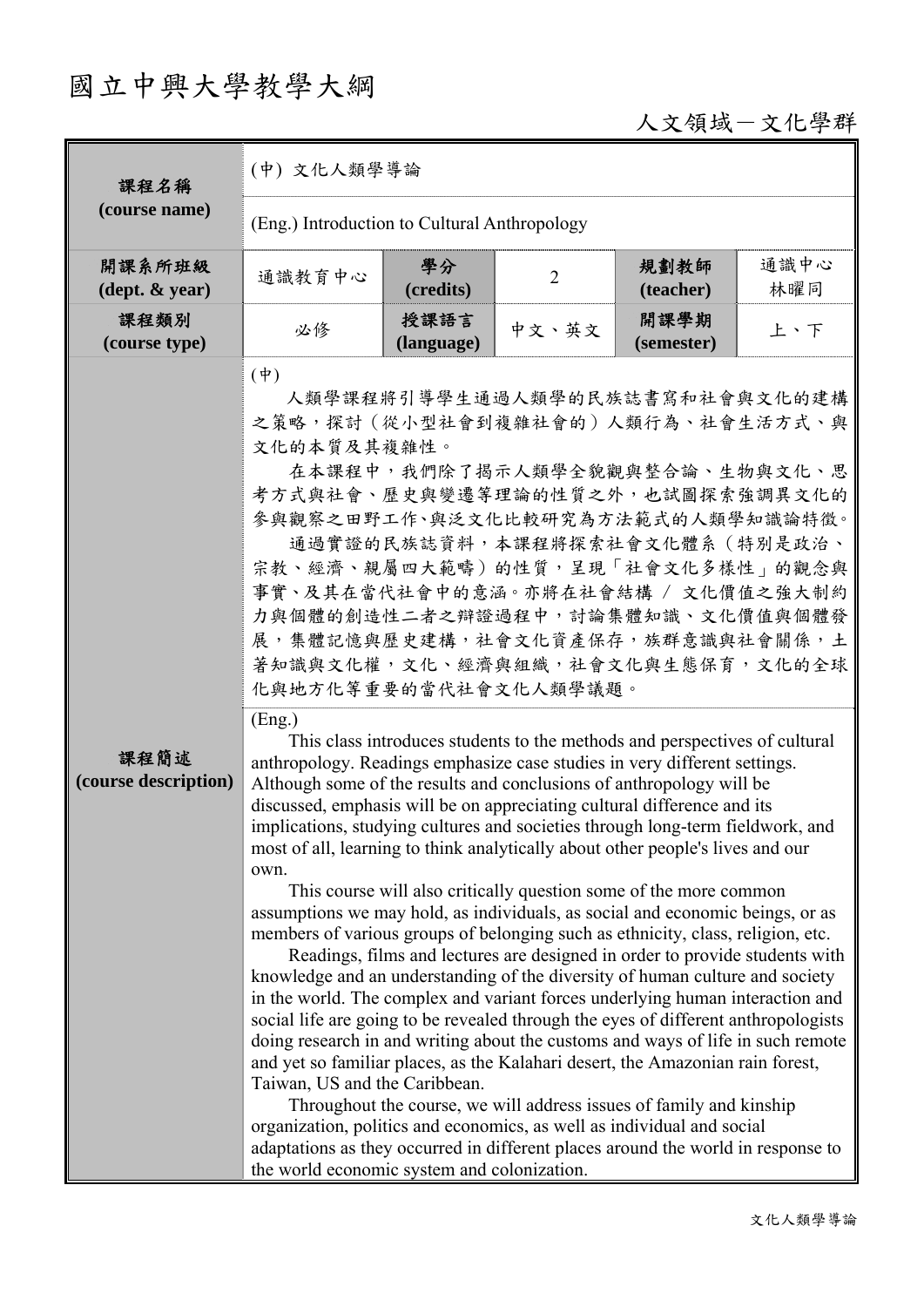# 國立中興大學教學大綱

人文領域－文化學群

| 課程名稱 (course name) | (中) 文化人類學導論 | | | | |
|---|---|---|---|---|---|
| | (Eng.) Introduction to Cultural Anthropology | | | | |
| 開課系所班級 (dept. & year) | 通識教育中心 | 學分 (credits) | 2 | 規劃教師 (teacher) | 通識中心 林曜同 |
| 課程類別 (course type) | 必修 | 授課語言 (language) | 中文、英文 | 開課學期 (semester) | 上、下 |
| 課程簡述 (course description) | (中)<br>人類學課程將引導學生通過人類學的民族誌書寫和社會與文化的建構之策略，探討（從小型社會到複雜社會的）人類行為、社會生活方式、與文化的本質及其複雜性。<br>在本課程中，我們除了揭示人類學全貌觀與整合論、生物與文化、思考方式與社會、歷史與變遷等理論的性質之外，也試圖探索強調異文化的參與觀察之田野工作、與泛文化比較研究為方法範式的人類學知識論特徵。<br>通過實證的民族誌資料，本課程將探索社會文化體系（特別是政治、宗教、經濟、親屬四大範疇）的性質，呈現「社會文化多樣性」的觀念與事實、及其在當代社會中的意涵。亦將在社會結構 / 文化價值之強大制約力與個體的創造性二者之辯證過程中，討論集體知識、文化價值與個體發展，集體記憶與歷史建構，社會文化資產保存，族群意識與社會關係，土著知識與文化權，文化、經濟與組織，社會文化與生態保育，文化的全球化與地方化等重要的當代社會文化人類學議題。 | | | | |
| | (Eng.)<br>This class introduces students to the methods and perspectives of cultural anthropology. Readings emphasize case studies in very different settings. Although some of the results and conclusions of anthropology will be discussed, emphasis will be on appreciating cultural difference and its implications, studying cultures and societies through long-term fieldwork, and most of all, learning to think analytically about other people's lives and our own.<br>This course will also critically question some of the more common assumptions we may hold, as individuals, as social and economic beings, or as members of various groups of belonging such as ethnicity, class, religion, etc.<br>Readings, films and lectures are designed in order to provide students with knowledge and an understanding of the diversity of human culture and society in the world. The complex and variant forces underlying human interaction and social life are going to be revealed through the eyes of different anthropologists doing research in and writing about the customs and ways of life in such remote and yet so familiar places, as the Kalahari desert, the Amazonian rain forest, Taiwan, US and the Caribbean.<br>Throughout the course, we will address issues of family and kinship organization, politics and economics, as well as individual and social adaptations as they occurred in different places around the world in response to the world economic system and colonization. | | | | |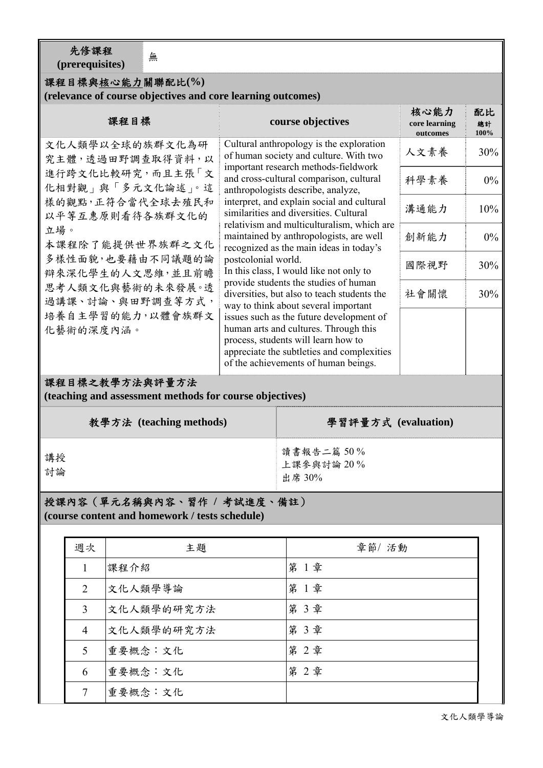| 先修課程 (prerequisites) | 無 |
|---|---|

## 課程目標與核心能力關聯配比(%) (relevance of course objectives and core learning outcomes)

| 課程目標 | course objectives | 核心能力 core learning outcomes | 配比 總計 100% |
|---|---|---|---|
| 文化人類學以全球的族群文化為研究主體，透過田野調查取得資料，以進行跨文化比較研究，而且主張「文化相對觀」與「多元文化論述」。這樣的觀點，正符合當代全球去殖民和以平等互惠原則看待各族群文化的立場。<br>本課程除了能提供世界族群之文化多樣性面貌，也要藉由不同議題的論辯來深化學生的人文思維，並且前瞻思考人類文化與藝術的未來發展。透過講課、討論、與田野調查等方式，培養自主學習的能力，以體會族群文化藝術的深度內涵。 | Cultural anthropology is the exploration of human society and culture. With two important research methods-fieldwork and cross-cultural comparison, cultural anthropologists describe, analyze, interpret, and explain social and cultural similarities and diversities. Cultural relativism and multiculturalism, which are maintained by anthropologists, are well recognized as the main ideas in today's postcolonial world.<br>In this class, I would like not only to provide students the studies of human diversities, but also to teach students the way to think about several important issues such as the future development of human arts and cultures. Through this process, students will learn how to appreciate the subtleties and complexities of the achievements of human beings. | 人文素養 | 30% |
| | | 科學素養 | 0% |
| | | 溝通能力 | 10% |
| | | 創新能力 | 0% |
| | | 國際視野 | 30% |
| | | 社會關懷 | 30% |

## 課程目標之教學方法與評量方法 (teaching and assessment methods for course objectives)

| 教學方法 (teaching methods) | 學習評量方式 (evaluation) |
|---|---|
| 講授<br>討論 | 讀書報告二篇 50 %<br>上課參與討論 20 %<br>出席 30% |

## 授課內容（單元名稱與內容、習作 / 考試進度、備註） (course content and homework / tests schedule)

| 週次 | 主題 | 章節/ 活動 |
|---|---|---|
| 1 | 課程介紹 | 第 1 章 |
| 2 | 文化人類學導論 | 第 1 章 |
| 3 | 文化人類學的研究方法 | 第 3 章 |
| 4 | 文化人類學的研究方法 | 第 3 章 |
| 5 | 重要概念：文化 | 第 2 章 |
| 6 | 重要概念：文化 | 第 2 章 |
| 7 | 重要概念：文化 | |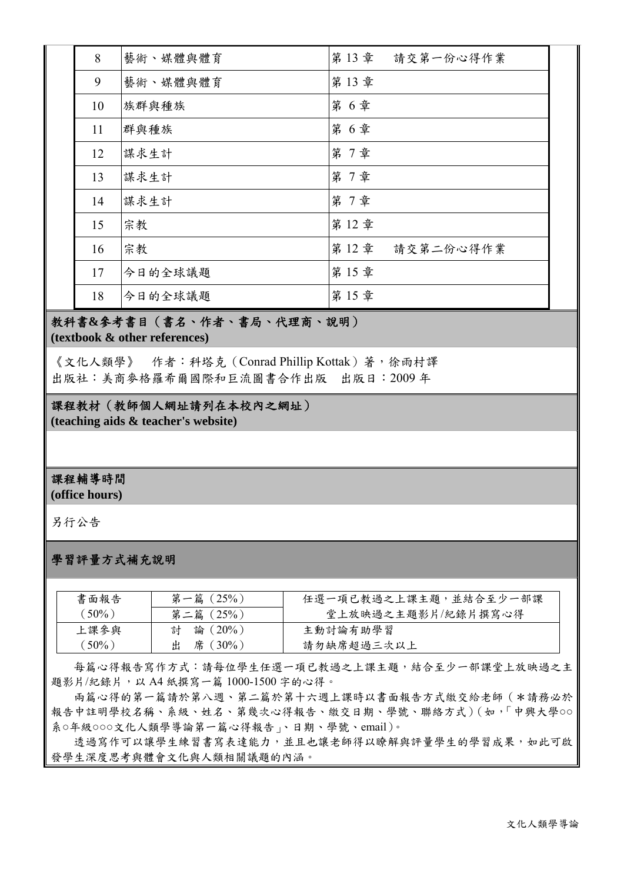| | | |
|---|---|---|
| 8 | 藝術、媒體與體育 | 第 13 章　請交第一份心得作業 |
| 9 | 藝術、媒體與體育 | 第 13 章 |
| 10 | 族群與種族 | 第 6 章 |
| 11 | 群與種族 | 第 6 章 |
| 12 | 謀求生計 | 第 7 章 |
| 13 | 謀求生計 | 第 7 章 |
| 14 | 謀求生計 | 第 7 章 |
| 15 | 宗教 | 第 12 章 |
| 16 | 宗教 | 第 12 章　請交第二份心得作業 |
| 17 | 今日的全球議題 | 第 15 章 |
| 18 | 今日的全球議題 | 第 15 章 |

**教科書&參考書目（書名、作者、書局、代理商、說明）**
**(textbook & other references)**

《文化人類學》　作者：科塔克（Conrad Phillip Kottak）著，徐雨村譯
出版社：美商麥格羅希爾國際和巨流圖書合作出版　出版日：2009 年

**課程教材（教師個人網址請列在本校內之網址）**
**(teaching aids & teacher's website)**

**課程輔導時間**
**(office hours)**

另行公告

**學習評量方式補充說明**

| | | |
|---|---|---|
| 書面報告（50%） | 第一篇（25%） | 任選一項已教過之上課主題，並結合至少一部課堂上放映過之主題影片/紀錄片撰寫心得 |
| | 第二篇（25%） | |
| 上課參與（50%） | 討　論（20%） | 主動討論有助學習 |
| | 出　席（30%） | 請勿缺席超過三次以上 |

每篇心得報告寫作方式：請每位學生任選一項已教過之上課主題，結合至少一部課堂上放映過之主題影片/紀錄片，以 A4 紙撰寫一篇 1000-1500 字的心得。

兩篇心得的第一篇請於第八週、第二篇於第十六週上課時以書面報告方式繳交給老師（＊請務必於報告中註明學校名稱、系級、姓名、第幾次心得報告、繳交日期、學號、聯絡方式）(如，「中興大學○○系○年級○○○文化人類學導論第一篇心得報告」、日期、學號、email)。

透過寫作可以讓學生練習書寫表達能力，並且也讓老師得以瞭解與評量學生的學習成果，如此可啟發學生深度思考與體會文化與人類相關議題的內涵。